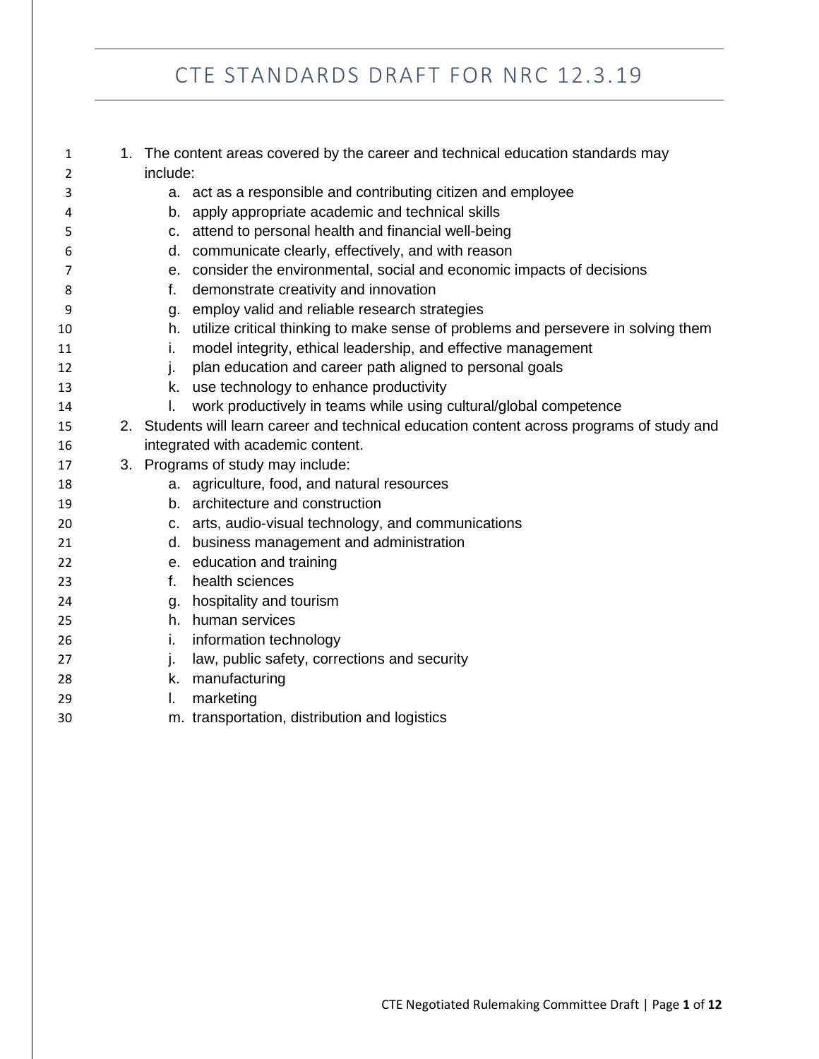# CTE STANDARDS DRAFT FOR NRC 12.3.19

1. The content areas covered by the career and technical education standards may include:
    a. act as a responsible and contributing citizen and employee
    b. apply appropriate academic and technical skills
    c. attend to personal health and financial well-being
    d. communicate clearly, effectively, and with reason
    e. consider the environmental, social and economic impacts of decisions
    f. demonstrate creativity and innovation
    g. employ valid and reliable research strategies
    h. utilize critical thinking to make sense of problems and persevere in solving them
    i. model integrity, ethical leadership, and effective management
    j. plan education and career path aligned to personal goals
    k. use technology to enhance productivity
    l. work productively in teams while using cultural/global competence
2. Students will learn career and technical education content across programs of study and integrated with academic content.
3. Programs of study may include:
    a. agriculture, food, and natural resources
    b. architecture and construction
    c. arts, audio-visual technology, and communications
    d. business management and administration
    e. education and training
    f. health sciences
    g. hospitality and tourism
    h. human services
    i. information technology
    j. law, public safety, corrections and security
    k. manufacturing
    l. marketing
    m. transportation, distribution and logistics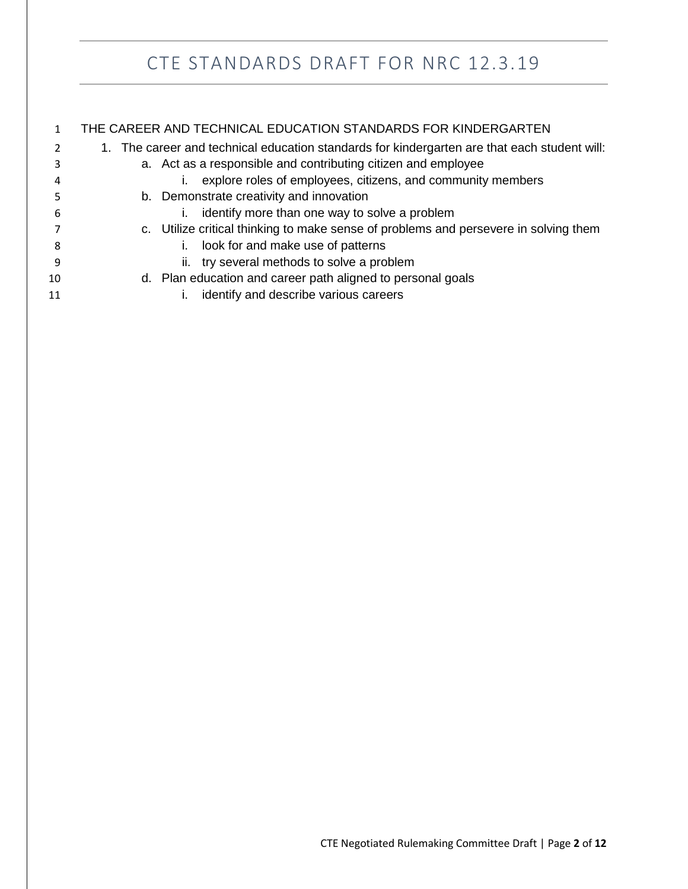THE CAREER AND TECHNICAL EDUCATION STANDARDS FOR KINDERGARTEN

1. The career and technical education standards for kindergarten are that each student will:
   a. Act as a responsible and contributing citizen and employee
      i. explore roles of employees, citizens, and community members
   b. Demonstrate creativity and innovation
      i. identify more than one way to solve a problem
   c. Utilize critical thinking to make sense of problems and persevere in solving them
      i. look for and make use of patterns
      ii. try several methods to solve a problem
   d. Plan education and career path aligned to personal goals
      i. identify and describe various careers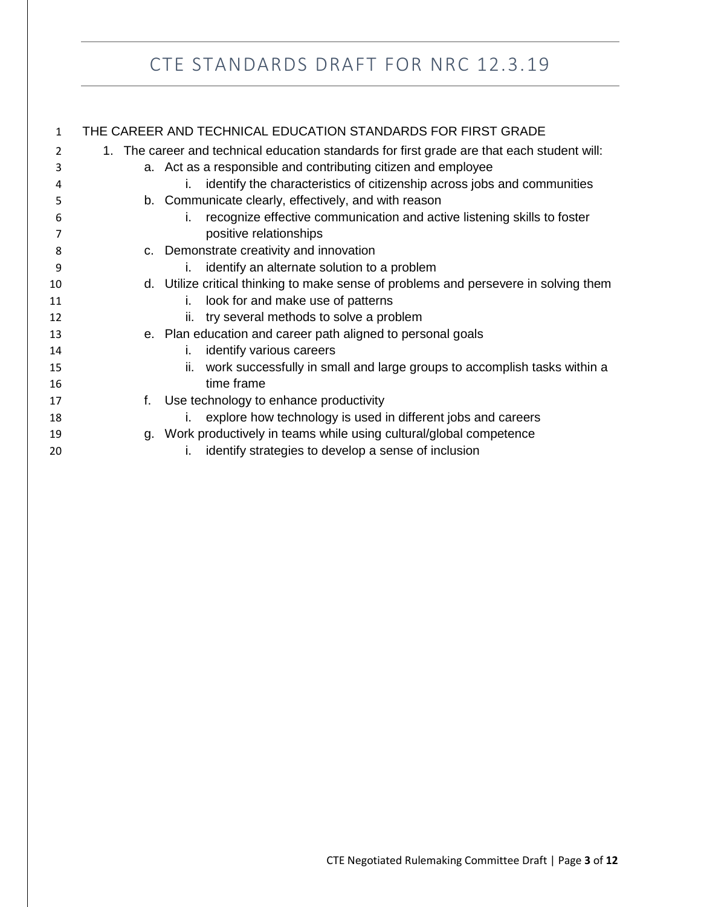## THE CAREER AND TECHNICAL EDUCATION STANDARDS FOR FIRST GRADE

1. The career and technical education standards for first grade are that each student will:
   a. Act as a responsible and contributing citizen and employee
      i. identify the characteristics of citizenship across jobs and communities
   b. Communicate clearly, effectively, and with reason
      i. recognize effective communication and active listening skills to foster positive relationships
   c. Demonstrate creativity and innovation
      i. identify an alternate solution to a problem
   d. Utilize critical thinking to make sense of problems and persevere in solving them
      i. look for and make use of patterns
      ii. try several methods to solve a problem
   e. Plan education and career path aligned to personal goals
      i. identify various careers
      ii. work successfully in small and large groups to accomplish tasks within a time frame
   f. Use technology to enhance productivity
      i. explore how technology is used in different jobs and careers
   g. Work productively in teams while using cultural/global competence
      i. identify strategies to develop a sense of inclusion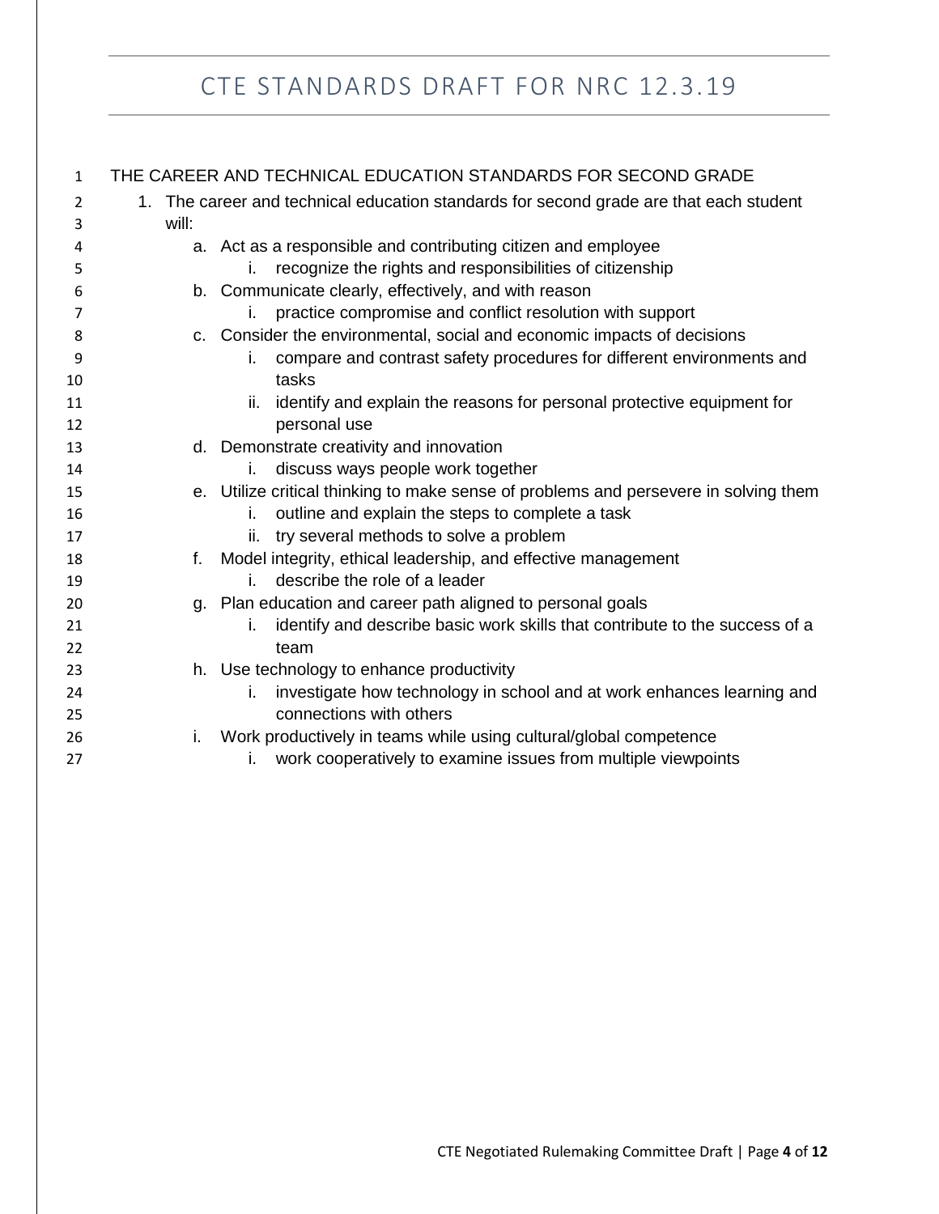THE CAREER AND TECHNICAL EDUCATION STANDARDS FOR SECOND GRADE

1. The career and technical education standards for second grade are that each student will:
   a. Act as a responsible and contributing citizen and employee
      i. recognize the rights and responsibilities of citizenship
   b. Communicate clearly, effectively, and with reason
      i. practice compromise and conflict resolution with support
   c. Consider the environmental, social and economic impacts of decisions
      i. compare and contrast safety procedures for different environments and tasks
      ii. identify and explain the reasons for personal protective equipment for personal use
   d. Demonstrate creativity and innovation
      i. discuss ways people work together
   e. Utilize critical thinking to make sense of problems and persevere in solving them
      i. outline and explain the steps to complete a task
      ii. try several methods to solve a problem
   f. Model integrity, ethical leadership, and effective management
      i. describe the role of a leader
   g. Plan education and career path aligned to personal goals
      i. identify and describe basic work skills that contribute to the success of a team
   h. Use technology to enhance productivity
      i. investigate how technology in school and at work enhances learning and connections with others
   i. Work productively in teams while using cultural/global competence
      i. work cooperatively to examine issues from multiple viewpoints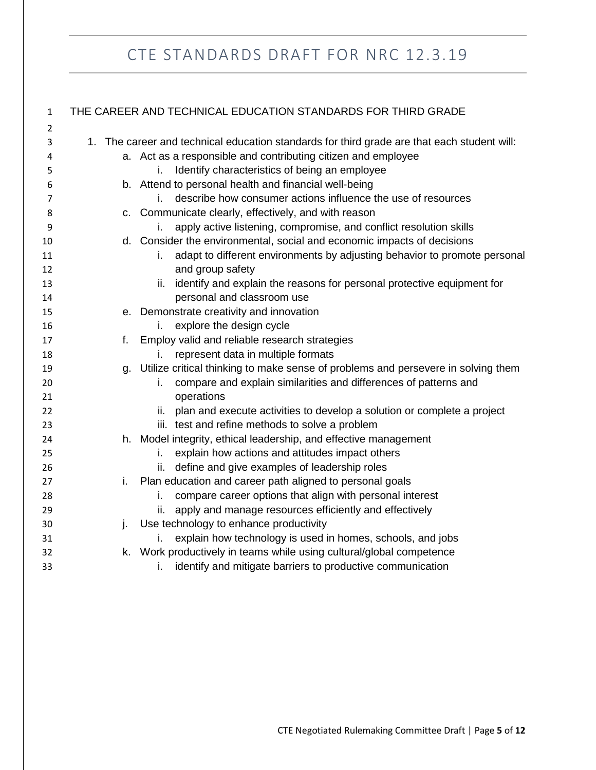## THE CAREER AND TECHNICAL EDUCATION STANDARDS FOR THIRD GRADE

1. The career and technical education standards for third grade are that each student will:
   a. Act as a responsible and contributing citizen and employee
      i. Identify characteristics of being an employee
   b. Attend to personal health and financial well-being
      i. describe how consumer actions influence the use of resources
   c. Communicate clearly, effectively, and with reason
      i. apply active listening, compromise, and conflict resolution skills
   d. Consider the environmental, social and economic impacts of decisions
      i. adapt to different environments by adjusting behavior to promote personal and group safety
      ii. identify and explain the reasons for personal protective equipment for personal and classroom use
   e. Demonstrate creativity and innovation
      i. explore the design cycle
   f. Employ valid and reliable research strategies
      i. represent data in multiple formats
   g. Utilize critical thinking to make sense of problems and persevere in solving them
      i. compare and explain similarities and differences of patterns and operations
      ii. plan and execute activities to develop a solution or complete a project
      iii. test and refine methods to solve a problem
   h. Model integrity, ethical leadership, and effective management
      i. explain how actions and attitudes impact others
      ii. define and give examples of leadership roles
   i. Plan education and career path aligned to personal goals
      i. compare career options that align with personal interest
      ii. apply and manage resources efficiently and effectively
   j. Use technology to enhance productivity
      i. explain how technology is used in homes, schools, and jobs
   k. Work productively in teams while using cultural/global competence
      i. identify and mitigate barriers to productive communication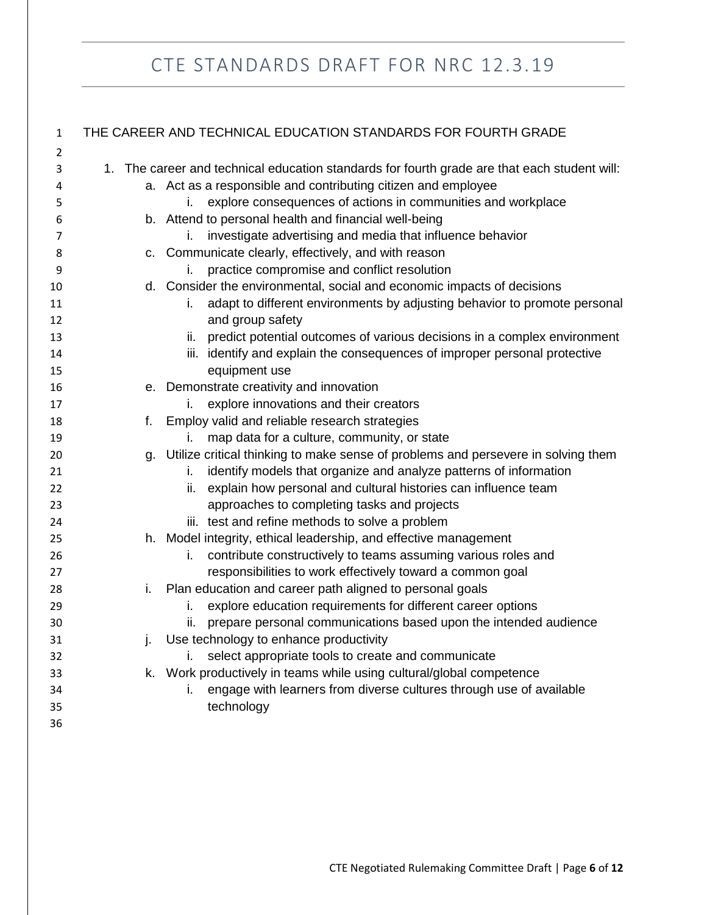THE CAREER AND TECHNICAL EDUCATION STANDARDS FOR FOURTH GRADE

1. The career and technical education standards for fourth grade are that each student will:
   a. Act as a responsible and contributing citizen and employee
      i. explore consequences of actions in communities and workplace
   b. Attend to personal health and financial well-being
      i. investigate advertising and media that influence behavior
   c. Communicate clearly, effectively, and with reason
      i. practice compromise and conflict resolution
   d. Consider the environmental, social and economic impacts of decisions
      i. adapt to different environments by adjusting behavior to promote personal and group safety
      ii. predict potential outcomes of various decisions in a complex environment
      iii. identify and explain the consequences of improper personal protective equipment use
   e. Demonstrate creativity and innovation
      i. explore innovations and their creators
   f. Employ valid and reliable research strategies
      i. map data for a culture, community, or state
   g. Utilize critical thinking to make sense of problems and persevere in solving them
      i. identify models that organize and analyze patterns of information
      ii. explain how personal and cultural histories can influence team approaches to completing tasks and projects
      iii. test and refine methods to solve a problem
   h. Model integrity, ethical leadership, and effective management
      i. contribute constructively to teams assuming various roles and responsibilities to work effectively toward a common goal
   i. Plan education and career path aligned to personal goals
      i. explore education requirements for different career options
      ii. prepare personal communications based upon the intended audience
   j. Use technology to enhance productivity
      i. select appropriate tools to create and communicate
   k. Work productively in teams while using cultural/global competence
      i. engage with learners from diverse cultures through use of available technology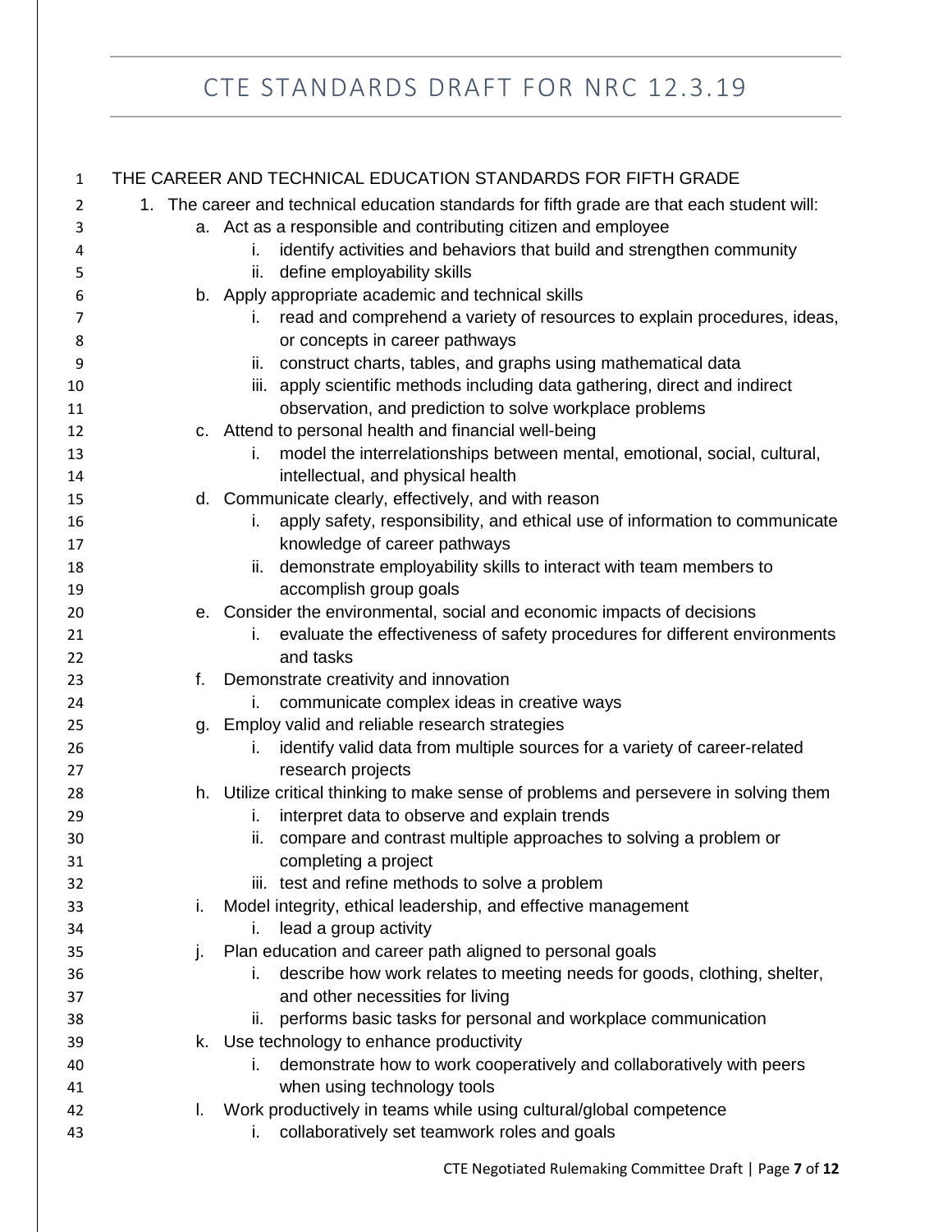THE CAREER AND TECHNICAL EDUCATION STANDARDS FOR FIFTH GRADE

1. The career and technical education standards for fifth grade are that each student will:
    a. Act as a responsible and contributing citizen and employee
        i. identify activities and behaviors that build and strengthen community
        ii. define employability skills
    b. Apply appropriate academic and technical skills
        i. read and comprehend a variety of resources to explain procedures, ideas, or concepts in career pathways
        ii. construct charts, tables, and graphs using mathematical data
        iii. apply scientific methods including data gathering, direct and indirect observation, and prediction to solve workplace problems
    c. Attend to personal health and financial well-being
        i. model the interrelationships between mental, emotional, social, cultural, intellectual, and physical health
    d. Communicate clearly, effectively, and with reason
        i. apply safety, responsibility, and ethical use of information to communicate knowledge of career pathways
        ii. demonstrate employability skills to interact with team members to accomplish group goals
    e. Consider the environmental, social and economic impacts of decisions
        i. evaluate the effectiveness of safety procedures for different environments and tasks
    f. Demonstrate creativity and innovation
        i. communicate complex ideas in creative ways
    g. Employ valid and reliable research strategies
        i. identify valid data from multiple sources for a variety of career-related research projects
    h. Utilize critical thinking to make sense of problems and persevere in solving them
        i. interpret data to observe and explain trends
        ii. compare and contrast multiple approaches to solving a problem or completing a project
        iii. test and refine methods to solve a problem
    i. Model integrity, ethical leadership, and effective management
        i. lead a group activity
    j. Plan education and career path aligned to personal goals
        i. describe how work relates to meeting needs for goods, clothing, shelter, and other necessities for living
        ii. performs basic tasks for personal and workplace communication
    k. Use technology to enhance productivity
        i. demonstrate how to work cooperatively and collaboratively with peers when using technology tools
    l. Work productively in teams while using cultural/global competence
        i. collaboratively set teamwork roles and goals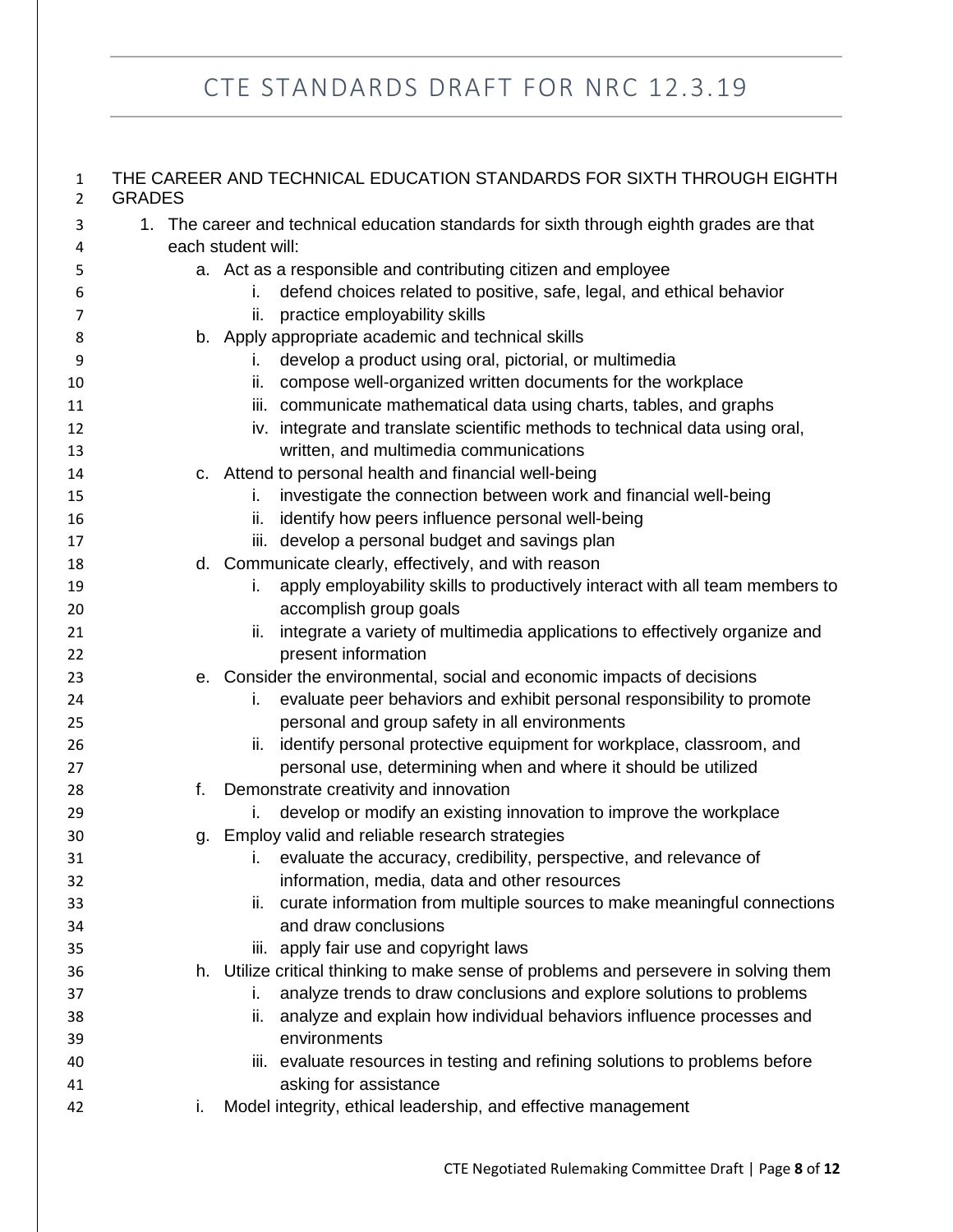THE CAREER AND TECHNICAL EDUCATION STANDARDS FOR SIXTH THROUGH EIGHTH GRADES

1. The career and technical education standards for sixth through eighth grades are that each student will:
   a. Act as a responsible and contributing citizen and employee
      i. defend choices related to positive, safe, legal, and ethical behavior
      ii. practice employability skills
   b. Apply appropriate academic and technical skills
      i. develop a product using oral, pictorial, or multimedia
      ii. compose well-organized written documents for the workplace
      iii. communicate mathematical data using charts, tables, and graphs
      iv. integrate and translate scientific methods to technical data using oral, written, and multimedia communications
   c. Attend to personal health and financial well-being
      i. investigate the connection between work and financial well-being
      ii. identify how peers influence personal well-being
      iii. develop a personal budget and savings plan
   d. Communicate clearly, effectively, and with reason
      i. apply employability skills to productively interact with all team members to accomplish group goals
      ii. integrate a variety of multimedia applications to effectively organize and present information
   e. Consider the environmental, social and economic impacts of decisions
      i. evaluate peer behaviors and exhibit personal responsibility to promote personal and group safety in all environments
      ii. identify personal protective equipment for workplace, classroom, and personal use, determining when and where it should be utilized
   f. Demonstrate creativity and innovation
      i. develop or modify an existing innovation to improve the workplace
   g. Employ valid and reliable research strategies
      i. evaluate the accuracy, credibility, perspective, and relevance of information, media, data and other resources
      ii. curate information from multiple sources to make meaningful connections and draw conclusions
      iii. apply fair use and copyright laws
   h. Utilize critical thinking to make sense of problems and persevere in solving them
      i. analyze trends to draw conclusions and explore solutions to problems
      ii. analyze and explain how individual behaviors influence processes and environments
      iii. evaluate resources in testing and refining solutions to problems before asking for assistance
   i. Model integrity, ethical leadership, and effective management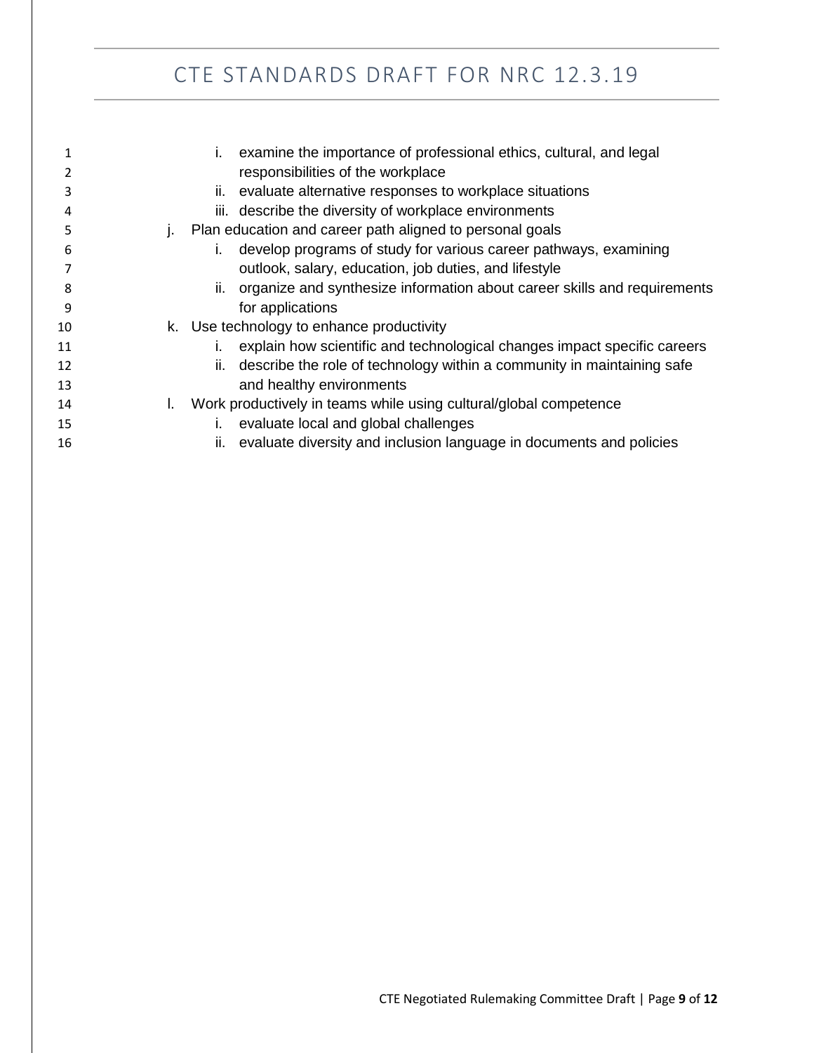i. examine the importance of professional ethics, cultural, and legal responsibilities of the workplace
   ii. evaluate alternative responses to workplace situations
   iii. describe the diversity of workplace environments

j. Plan education and career path aligned to personal goals
   i. develop programs of study for various career pathways, examining outlook, salary, education, job duties, and lifestyle
   ii. organize and synthesize information about career skills and requirements for applications

k. Use technology to enhance productivity
   i. explain how scientific and technological changes impact specific careers
   ii. describe the role of technology within a community in maintaining safe and healthy environments

l. Work productively in teams while using cultural/global competence
   i. evaluate local and global challenges
   ii. evaluate diversity and inclusion language in documents and policies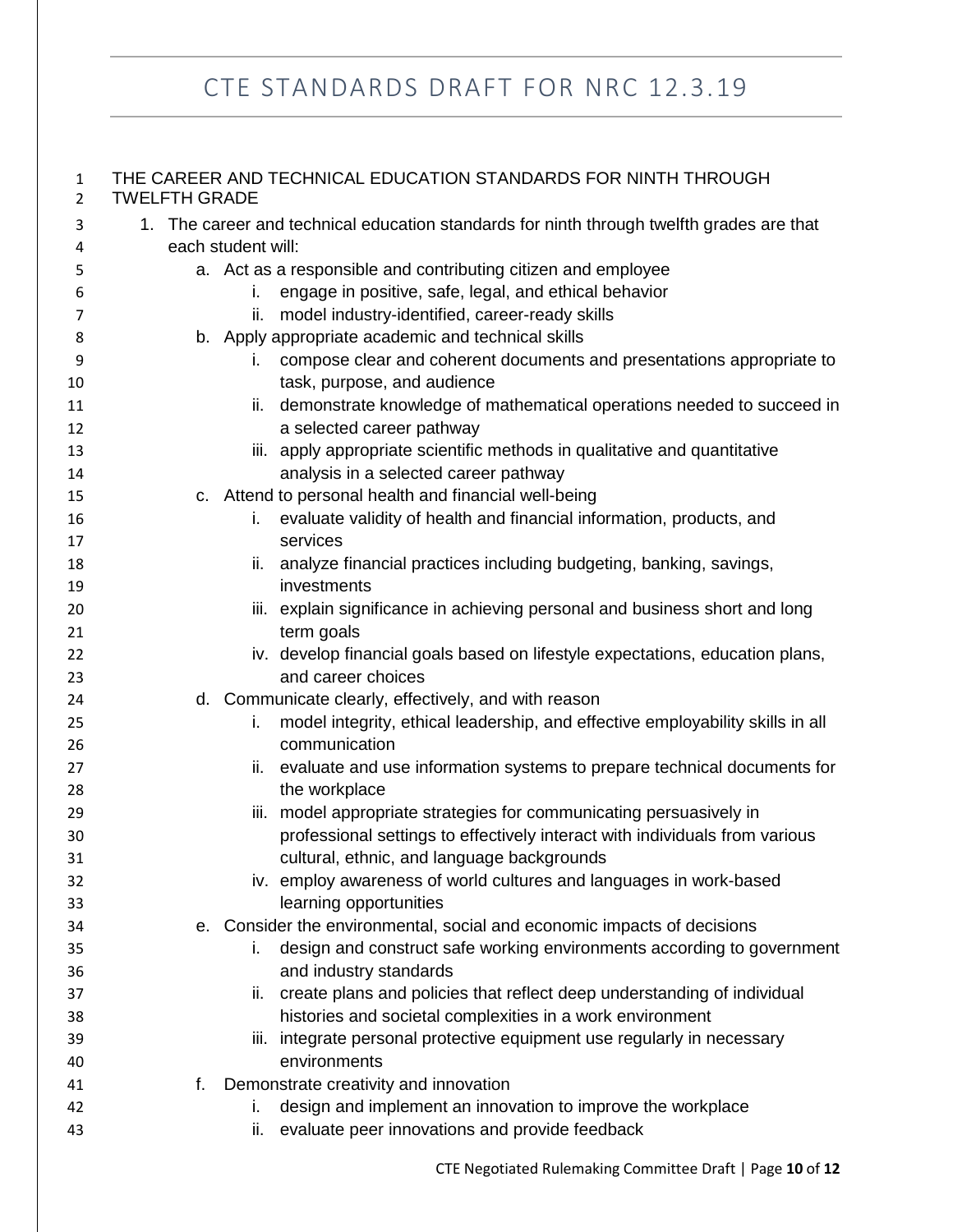THE CAREER AND TECHNICAL EDUCATION STANDARDS FOR NINTH THROUGH TWELFTH GRADE

1. The career and technical education standards for ninth through twelfth grades are that each student will:
   a. Act as a responsible and contributing citizen and employee
      i. engage in positive, safe, legal, and ethical behavior
      ii. model industry-identified, career-ready skills
   b. Apply appropriate academic and technical skills
      i. compose clear and coherent documents and presentations appropriate to task, purpose, and audience
      ii. demonstrate knowledge of mathematical operations needed to succeed in a selected career pathway
      iii. apply appropriate scientific methods in qualitative and quantitative analysis in a selected career pathway
   c. Attend to personal health and financial well-being
      i. evaluate validity of health and financial information, products, and services
      ii. analyze financial practices including budgeting, banking, savings, investments
      iii. explain significance in achieving personal and business short and long term goals
      iv. develop financial goals based on lifestyle expectations, education plans, and career choices
   d. Communicate clearly, effectively, and with reason
      i. model integrity, ethical leadership, and effective employability skills in all communication
      ii. evaluate and use information systems to prepare technical documents for the workplace
      iii. model appropriate strategies for communicating persuasively in professional settings to effectively interact with individuals from various cultural, ethnic, and language backgrounds
      iv. employ awareness of world cultures and languages in work-based learning opportunities
   e. Consider the environmental, social and economic impacts of decisions
      i. design and construct safe working environments according to government and industry standards
      ii. create plans and policies that reflect deep understanding of individual histories and societal complexities in a work environment
      iii. integrate personal protective equipment use regularly in necessary environments
   f. Demonstrate creativity and innovation
      i. design and implement an innovation to improve the workplace
      ii. evaluate peer innovations and provide feedback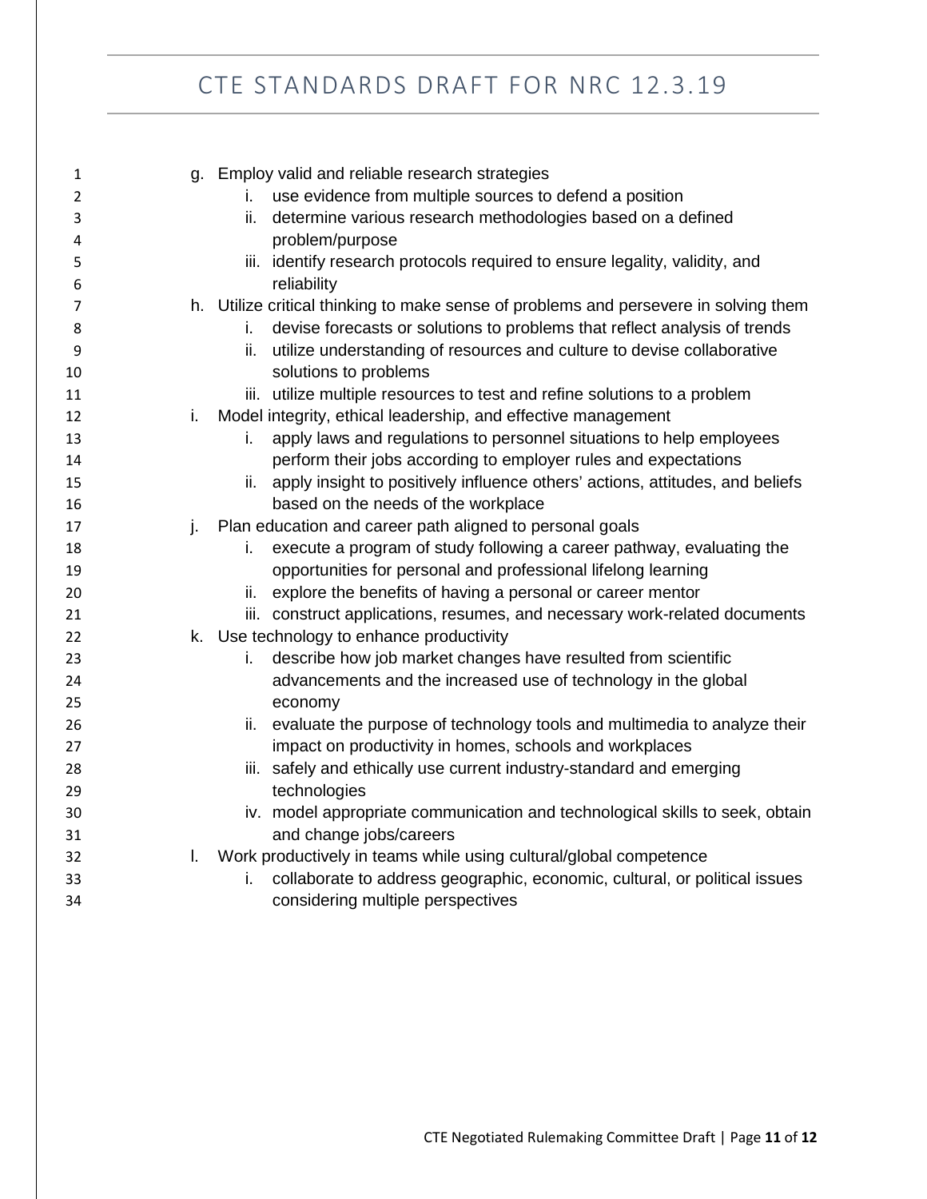g. Employ valid and reliable research strategies
    i. use evidence from multiple sources to defend a position
    ii. determine various research methodologies based on a defined problem/purpose
    iii. identify research protocols required to ensure legality, validity, and reliability
h. Utilize critical thinking to make sense of problems and persevere in solving them
    i. devise forecasts or solutions to problems that reflect analysis of trends
    ii. utilize understanding of resources and culture to devise collaborative solutions to problems
    iii. utilize multiple resources to test and refine solutions to a problem
i. Model integrity, ethical leadership, and effective management
    i. apply laws and regulations to personnel situations to help employees perform their jobs according to employer rules and expectations
    ii. apply insight to positively influence others' actions, attitudes, and beliefs based on the needs of the workplace
j. Plan education and career path aligned to personal goals
    i. execute a program of study following a career pathway, evaluating the opportunities for personal and professional lifelong learning
    ii. explore the benefits of having a personal or career mentor
    iii. construct applications, resumes, and necessary work-related documents
k. Use technology to enhance productivity
    i. describe how job market changes have resulted from scientific advancements and the increased use of technology in the global economy
    ii. evaluate the purpose of technology tools and multimedia to analyze their impact on productivity in homes, schools and workplaces
    iii. safely and ethically use current industry-standard and emerging technologies
    iv. model appropriate communication and technological skills to seek, obtain and change jobs/careers
l. Work productively in teams while using cultural/global competence
    i. collaborate to address geographic, economic, cultural, or political issues considering multiple perspectives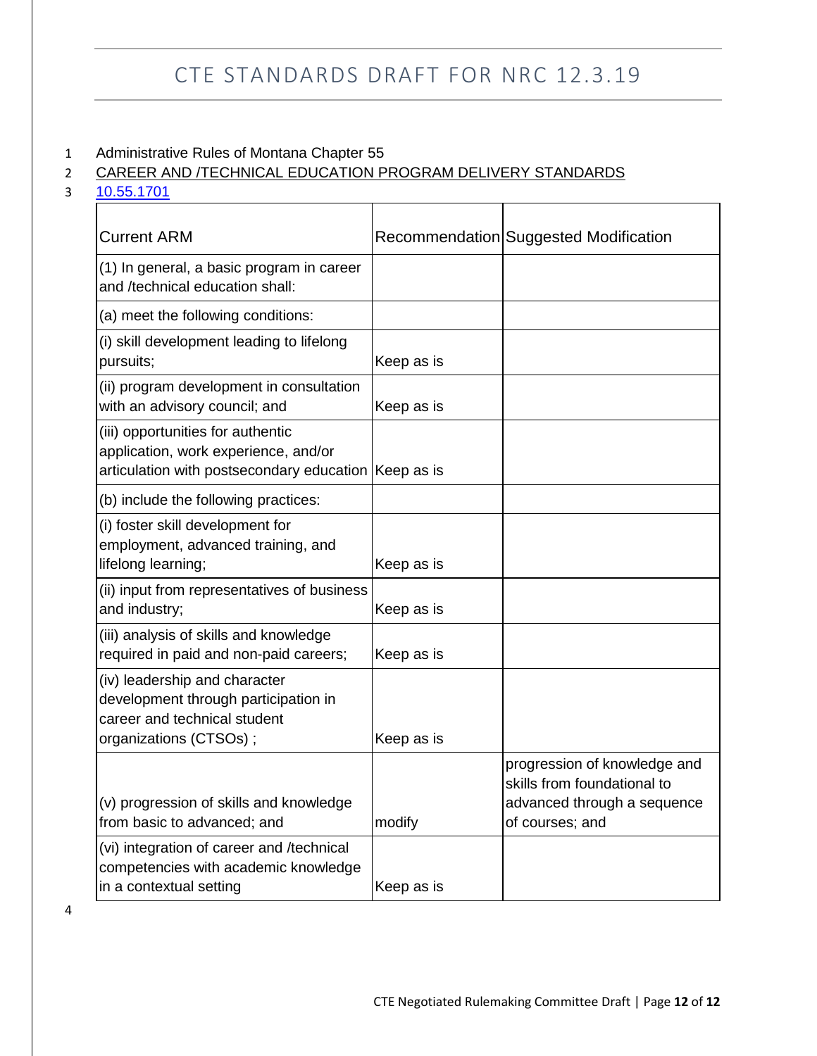Administrative Rules of Montana Chapter 55

CAREER AND /TECHNICAL EDUCATION PROGRAM DELIVERY STANDARDS

10.55.1701

| Current ARM | Recommendation | Suggested Modification |
| --- | --- | --- |
| (1) In general, a basic program in career and /technical education shall: | | |
| (a) meet the following conditions: | | |
| (i) skill development leading to lifelong pursuits; | Keep as is | |
| (ii) program development in consultation with an advisory council; and | Keep as is | |
| (iii) opportunities for authentic application, work experience, and/or articulation with postsecondary education | Keep as is | |
| (b) include the following practices: | | |
| (i) foster skill development for employment, advanced training, and lifelong learning; | Keep as is | |
| (ii) input from representatives of business and industry; | Keep as is | |
| (iii) analysis of skills and knowledge required in paid and non-paid careers; | Keep as is | |
| (iv) leadership and character development through participation in career and technical student organizations (CTSOs) ; | Keep as is | |
| (v) progression of skills and knowledge from basic to advanced; and | modify | progression of knowledge and skills from foundational to advanced through a sequence of courses; and |
| (vi) integration of career and /technical competencies with academic knowledge in a contextual setting | Keep as is | |